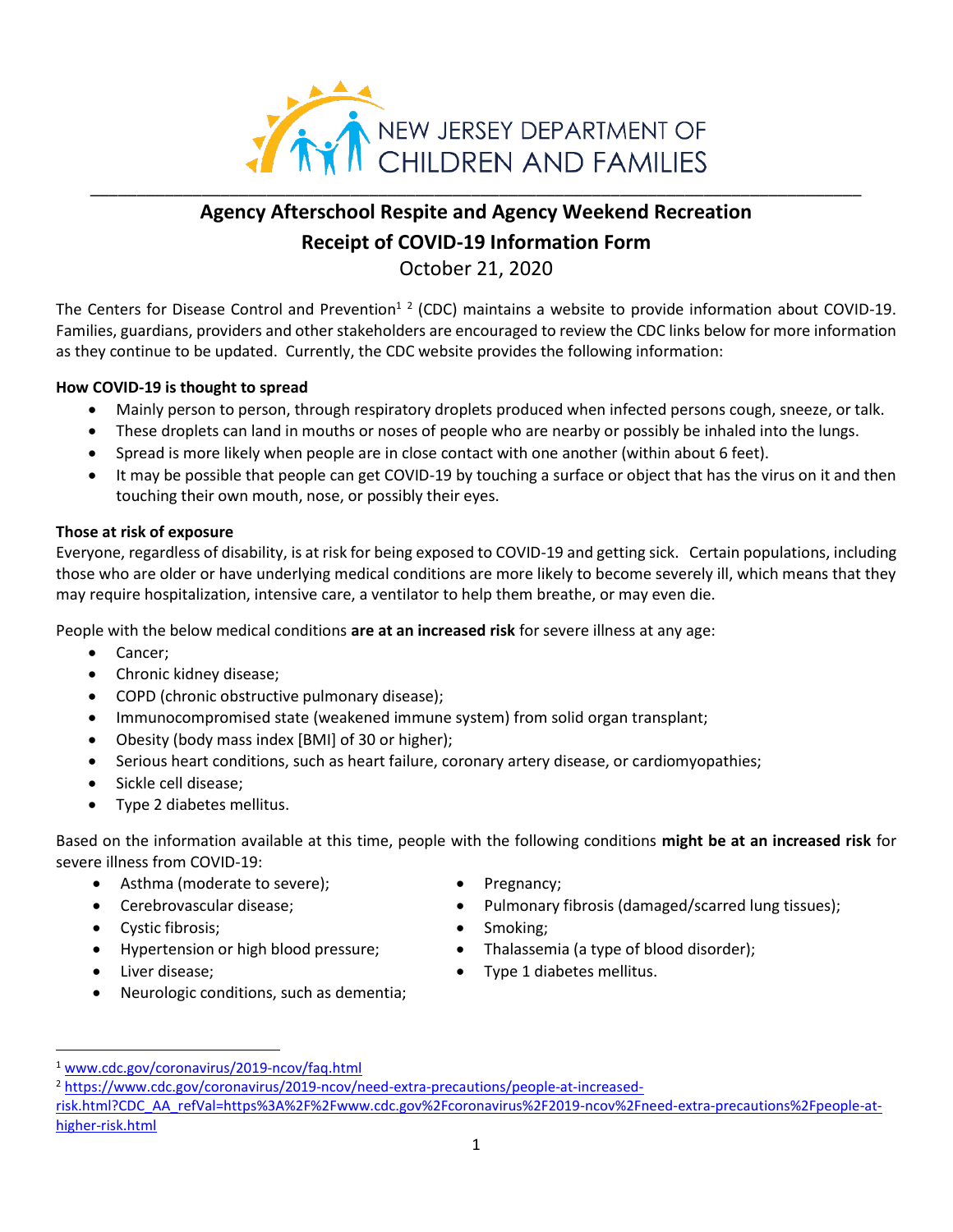NEW JERSEY DEPARTMENT OF CHILDREN AND FAMILIES

# Agency Afterschool Respite and Agency Weekend Recreation

## Receipt of COVID-19 Information Form

October 21, 2020

The Centers for Disease Control and Prevention[1] [2] (CDC) maintains a website to provide information about COVID-19. Families, guardians, providers and other stakeholders are encouraged to review the CDC links below for more information as they continue to be updated. Currently, the CDC website provides the following information:

**How COVID-19 is thought to spread**

- Mainly person to person, through respiratory droplets produced when infected persons cough, sneeze, or talk.
- These droplets can land in mouths or noses of people who are nearby or possibly be inhaled into the lungs.
- Spread is more likely when people are in close contact with one another (within about 6 feet).
- It may be possible that people can get COVID-19 by touching a surface or object that has the virus on it and then touching their own mouth, nose, or possibly their eyes.

**Those at risk of exposure**

Everyone, regardless of disability, is at risk for being exposed to COVID-19 and getting sick. Certain populations, including those who are older or have underlying medical conditions are more likely to become severely ill, which means that they may require hospitalization, intensive care, a ventilator to help them breathe, or may even die.

People with the below medical conditions **are at an increased risk** for severe illness at any age:

- Cancer;
- Chronic kidney disease;
- COPD (chronic obstructive pulmonary disease);
- Immunocompromised state (weakened immune system) from solid organ transplant;
- Obesity (body mass index [BMI] of 30 or higher);
- Serious heart conditions, such as heart failure, coronary artery disease, or cardiomyopathies;
- Sickle cell disease;
- Type 2 diabetes mellitus.

Based on the information available at this time, people with the following conditions **might be at an increased risk** for severe illness from COVID-19:

- Asthma (moderate to severe);
- Cerebrovascular disease;
- Cystic fibrosis;
- Hypertension or high blood pressure;
- Liver disease;
- Neurologic conditions, such as dementia;
- Pregnancy;
- Pulmonary fibrosis (damaged/scarred lung tissues);
- Smoking;
- Thalassemia (a type of blood disorder);
- Type 1 diabetes mellitus.

---

[1] www.cdc.gov/coronavirus/2019-ncov/faq.html

[2] https://www.cdc.gov/coronavirus/2019-ncov/need-extra-precautions/people-at-increased-risk.html?CDC_AA_refVal=https%3A%2F%2Fwww.cdc.gov%2Fcoronavirus%2F2019-ncov%2Fneed-extra-precautions%2Fpeople-at-higher-risk.html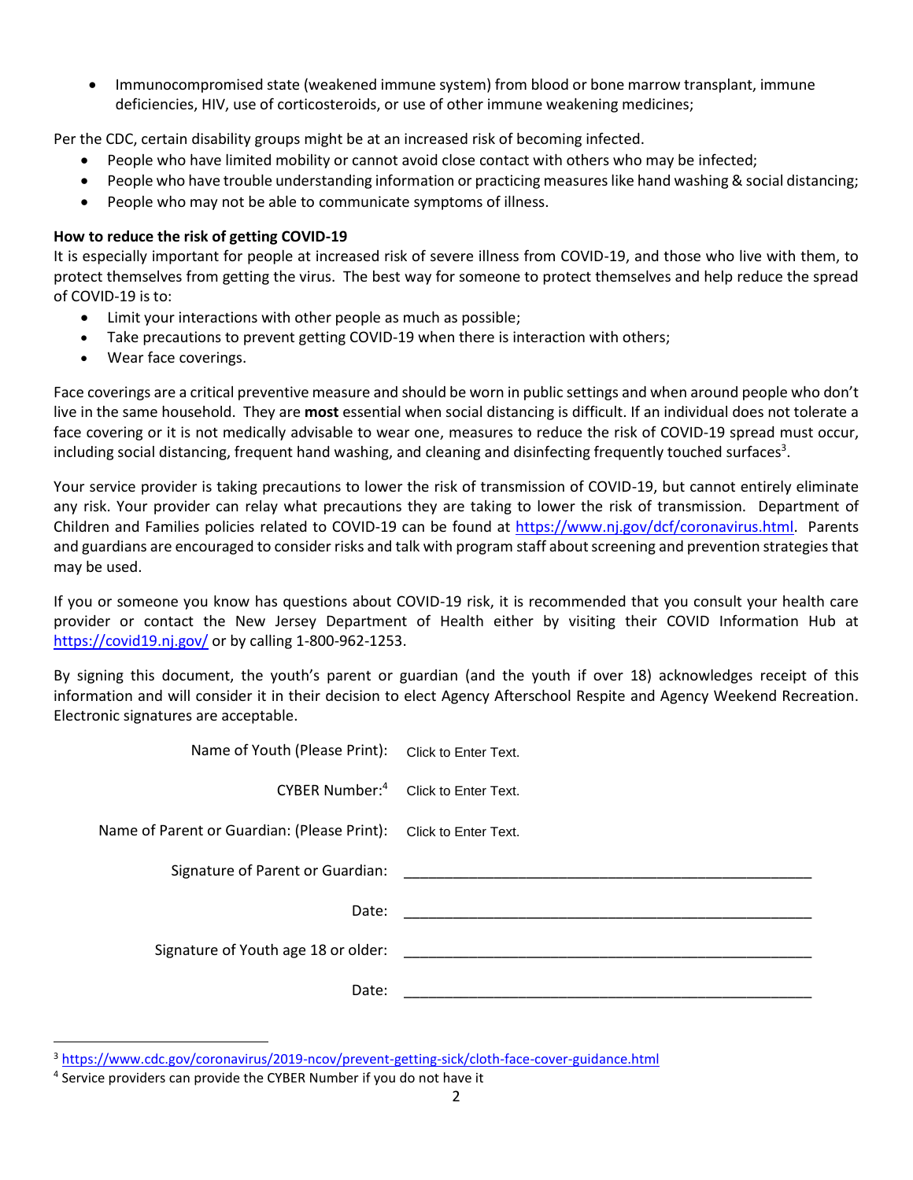- Immunocompromised state (weakened immune system) from blood or bone marrow transplant, immune deficiencies, HIV, use of corticosteroids, or use of other immune weakening medicines;

Per the CDC, certain disability groups might be at an increased risk of becoming infected.

- People who have limited mobility or cannot avoid close contact with others who may be infected;
- People who have trouble understanding information or practicing measures like hand washing & social distancing;
- People who may not be able to communicate symptoms of illness.

**How to reduce the risk of getting COVID-19**

It is especially important for people at increased risk of severe illness from COVID-19, and those who live with them, to protect themselves from getting the virus. The best way for someone to protect themselves and help reduce the spread of COVID-19 is to:

- Limit your interactions with other people as much as possible;
- Take precautions to prevent getting COVID-19 when there is interaction with others;
- Wear face coverings.

Face coverings are a critical preventive measure and should be worn in public settings and when around people who don't live in the same household. They are **most** essential when social distancing is difficult. If an individual does not tolerate a face covering or it is not medically advisable to wear one, measures to reduce the risk of COVID-19 spread must occur, including social distancing, frequent hand washing, and cleaning and disinfecting frequently touched surfaces[3].

Your service provider is taking precautions to lower the risk of transmission of COVID-19, but cannot entirely eliminate any risk. Your provider can relay what precautions they are taking to lower the risk of transmission. Department of Children and Families policies related to COVID-19 can be found at https://www.nj.gov/dcf/coronavirus.html. Parents and guardians are encouraged to consider risks and talk with program staff about screening and prevention strategies that may be used.

If you or someone you know has questions about COVID-19 risk, it is recommended that you consult your health care provider or contact the New Jersey Department of Health either by visiting their COVID Information Hub at https://covid19.nj.gov/ or by calling 1-800-962-1253.

By signing this document, the youth's parent or guardian (and the youth if over 18) acknowledges receipt of this information and will consider it in their decision to elect Agency Afterschool Respite and Agency Weekend Recreation. Electronic signatures are acceptable.

Name of Youth (Please Print): Click to Enter Text.

CYBER Number:[4] Click to Enter Text.

Name of Parent or Guardian: (Please Print): Click to Enter Text.

Signature of Parent or Guardian: ______________________________

Date: ______________________________

Signature of Youth age 18 or older: ______________________________

Date: ______________________________

---

[3] https://www.cdc.gov/coronavirus/2019-ncov/prevent-getting-sick/cloth-face-cover-guidance.html

[4] Service providers can provide the CYBER Number if you do not have it